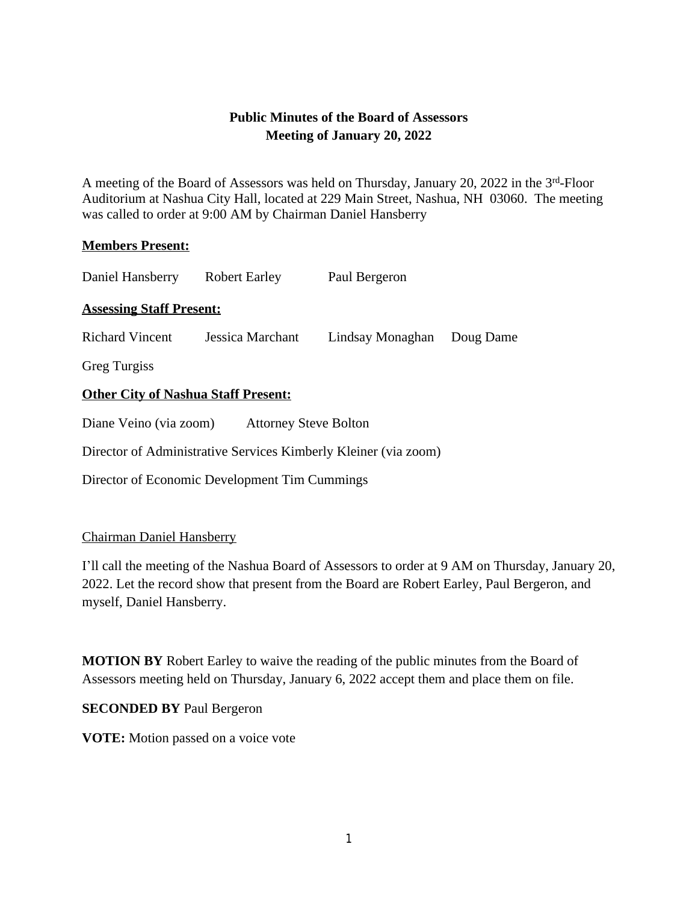# Public Minutes of the Board of Assessors
## Meeting of January 20, 2022

A meeting of the Board of Assessors was held on Thursday, January 20, 2022 in the 3rd-Floor Auditorium at Nashua City Hall, located at 229 Main Street, Nashua, NH 03060. The meeting was called to order at 9:00 AM by Chairman Daniel Hansberry

**Members Present:**

Daniel Hansberry    Robert Earley    Paul Bergeron

**Assessing Staff Present:**

Richard Vincent    Jessica Marchant    Lindsay Monaghan    Doug Dame

Greg Turgiss

**Other City of Nashua Staff Present:**

Diane Veino (via zoom)    Attorney Steve Bolton

Director of Administrative Services Kimberly Kleiner (via zoom)

Director of Economic Development Tim Cummings

Chairman Daniel Hansberry

I'll call the meeting of the Nashua Board of Assessors to order at 9 AM on Thursday, January 20, 2022. Let the record show that present from the Board are Robert Earley, Paul Bergeron, and myself, Daniel Hansberry.

**MOTION BY** Robert Earley to waive the reading of the public minutes from the Board of Assessors meeting held on Thursday, January 6, 2022 accept them and place them on file.

**SECONDED BY** Paul Bergeron

**VOTE:** Motion passed on a voice vote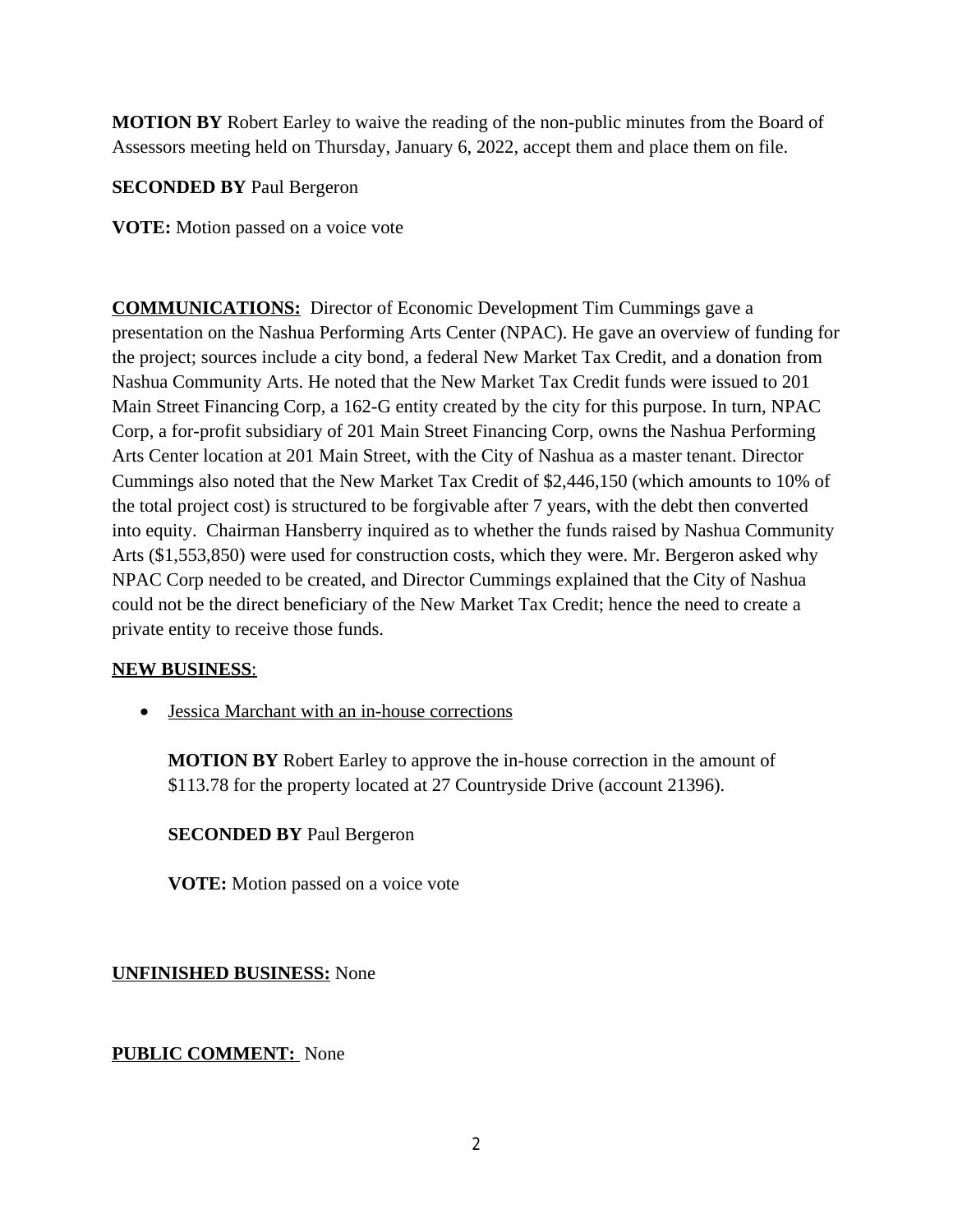**MOTION BY** Robert Earley to waive the reading of the non-public minutes from the Board of Assessors meeting held on Thursday, January 6, 2022, accept them and place them on file.

**SECONDED BY** Paul Bergeron

**VOTE:** Motion passed on a voice vote

**COMMUNICATIONS:** Director of Economic Development Tim Cummings gave a presentation on the Nashua Performing Arts Center (NPAC). He gave an overview of funding for the project; sources include a city bond, a federal New Market Tax Credit, and a donation from Nashua Community Arts. He noted that the New Market Tax Credit funds were issued to 201 Main Street Financing Corp, a 162-G entity created by the city for this purpose. In turn, NPAC Corp, a for-profit subsidiary of 201 Main Street Financing Corp, owns the Nashua Performing Arts Center location at 201 Main Street, with the City of Nashua as a master tenant. Director Cummings also noted that the New Market Tax Credit of $2,446,150 (which amounts to 10% of the total project cost) is structured to be forgivable after 7 years, with the debt then converted into equity. Chairman Hansberry inquired as to whether the funds raised by Nashua Community Arts ($1,553,850) were used for construction costs, which they were. Mr. Bergeron asked why NPAC Corp needed to be created, and Director Cummings explained that the City of Nashua could not be the direct beneficiary of the New Market Tax Credit; hence the need to create a private entity to receive those funds.

**NEW BUSINESS**:

- Jessica Marchant with an in-house corrections

  **MOTION BY** Robert Earley to approve the in-house correction in the amount of $113.78 for the property located at 27 Countryside Drive (account 21396).

  **SECONDED BY** Paul Bergeron

  **VOTE:** Motion passed on a voice vote

**UNFINISHED BUSINESS:** None

**PUBLIC COMMENT:** None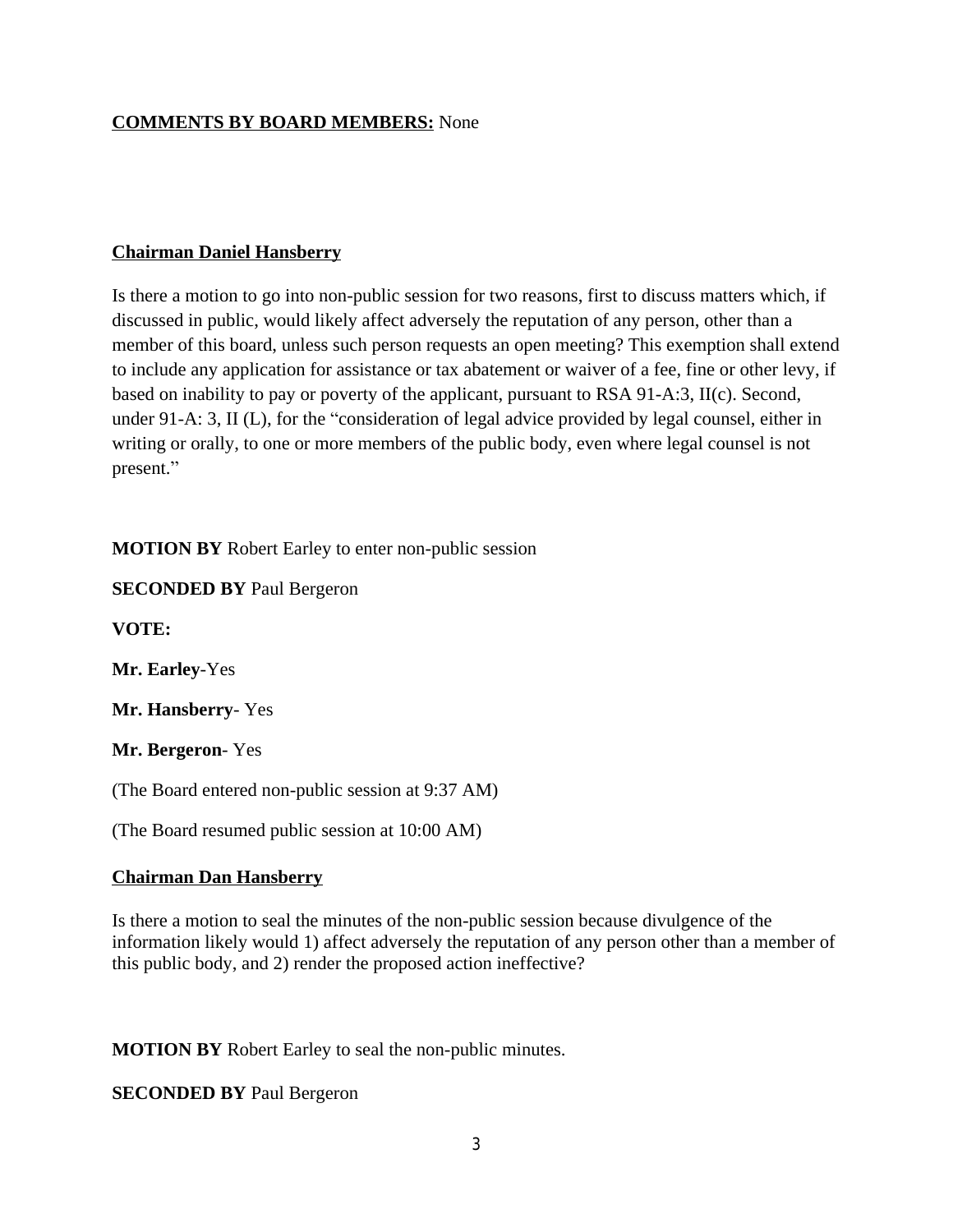**COMMENTS BY BOARD MEMBERS:** None

**Chairman Daniel Hansberry**

Is there a motion to go into non-public session for two reasons, first to discuss matters which, if discussed in public, would likely affect adversely the reputation of any person, other than a member of this board, unless such person requests an open meeting? This exemption shall extend to include any application for assistance or tax abatement or waiver of a fee, fine or other levy, if based on inability to pay or poverty of the applicant, pursuant to RSA 91-A:3, II(c). Second, under 91-A: 3, II (L), for the "consideration of legal advice provided by legal counsel, either in writing or orally, to one or more members of the public body, even where legal counsel is not present."

**MOTION BY** Robert Earley to enter non-public session

**SECONDED BY** Paul Bergeron

**VOTE:**

**Mr. Earley**-Yes

**Mr. Hansberry**- Yes

**Mr. Bergeron**- Yes

(The Board entered non-public session at 9:37 AM)

(The Board resumed public session at 10:00 AM)

**Chairman Dan Hansberry**

Is there a motion to seal the minutes of the non-public session because divulgence of the information likely would 1) affect adversely the reputation of any person other than a member of this public body, and 2) render the proposed action ineffective?

**MOTION BY** Robert Earley to seal the non-public minutes.

**SECONDED BY** Paul Bergeron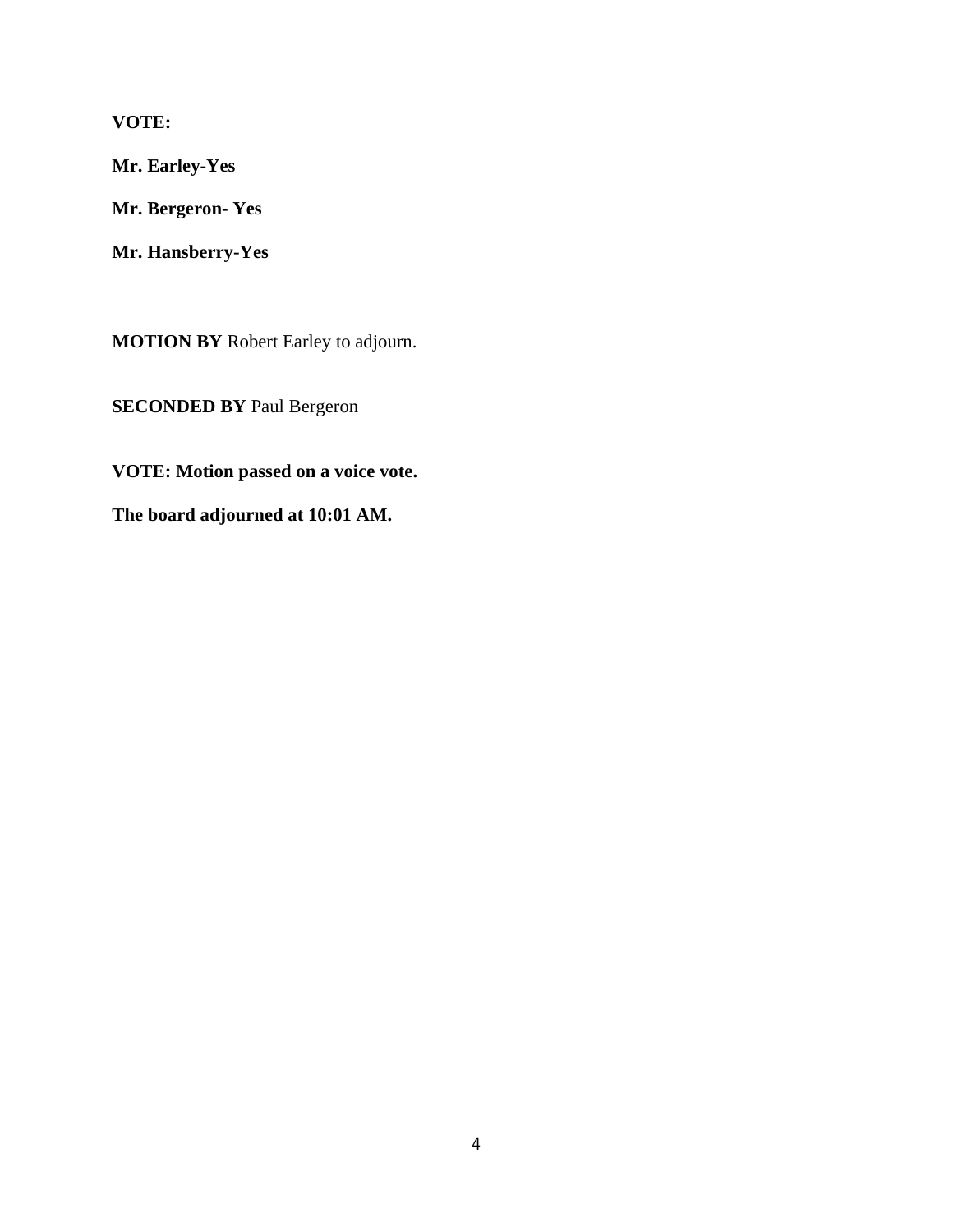**VOTE:**

**Mr. Earley-Yes**

**Mr. Bergeron- Yes**

**Mr. Hansberry-Yes**

**MOTION BY** Robert Earley to adjourn.

**SECONDED BY** Paul Bergeron

**VOTE: Motion passed on a voice vote.**

**The board adjourned at 10:01 AM.**